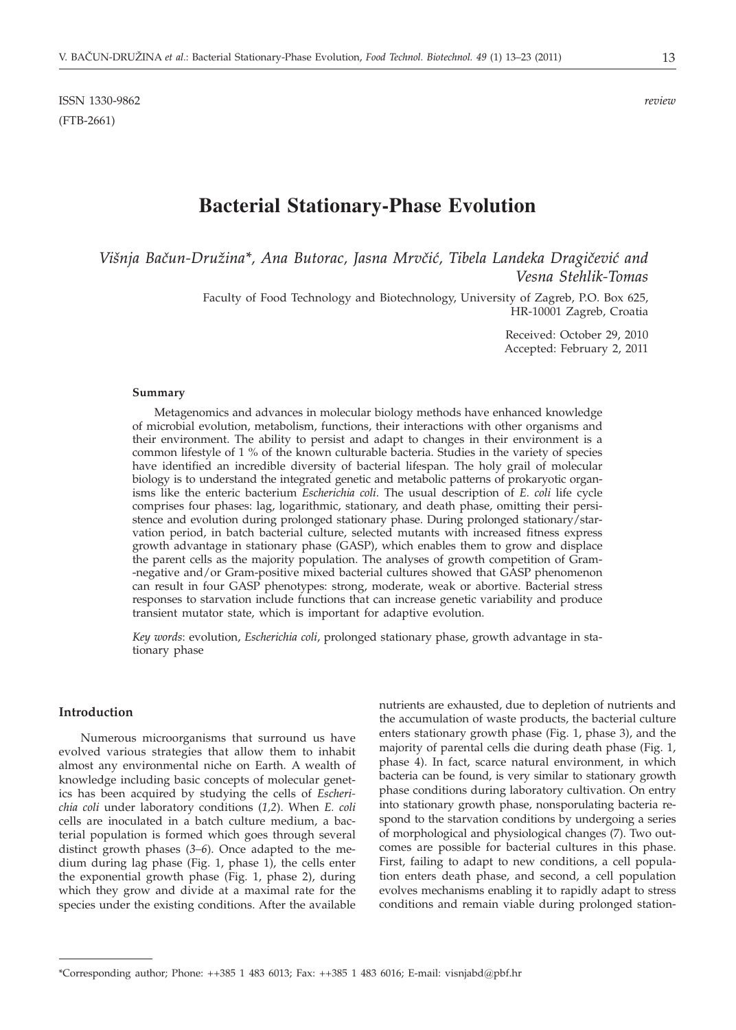ISSN 1330-9862 *review*

(FTB-2661)

# Bacterial Stationary-Phase Evolution

*Višnja Bačun-Družina\*, Ana Butorac, Jasna Mrvčić, Tibela Landeka Dragičević and Vesna Stehlik-Tomas*

Faculty of Food Technology and Biotechnology, University of Zagreb, P.O. Box 625, HR-10001 Zagreb, Croatia

Received: October 29, 2010
Accepted: February 2, 2011

### Summary

Metagenomics and advances in molecular biology methods have enhanced knowledge of microbial evolution, metabolism, functions, their interactions with other organisms and their environment. The ability to persist and adapt to changes in their environment is a common lifestyle of 1 % of the known culturable bacteria. Studies in the variety of species have identified an incredible diversity of bacterial lifespan. The holy grail of molecular biology is to understand the integrated genetic and metabolic patterns of prokaryotic organisms like the enteric bacterium *Escherichia coli*. The usual description of *E. coli* life cycle comprises four phases: lag, logarithmic, stationary, and death phase, omitting their persistence and evolution during prolonged stationary phase. During prolonged stationary/starvation period, in batch bacterial culture, selected mutants with increased fitness express growth advantage in stationary phase (GASP), which enables them to grow and displace the parent cells as the majority population. The analyses of growth competition of Gram-negative and/or Gram-positive mixed bacterial cultures showed that GASP phenomenon can result in four GASP phenotypes: strong, moderate, weak or abortive. Bacterial stress responses to starvation include functions that can increase genetic variability and produce transient mutator state, which is important for adaptive evolution.

*Key words*: evolution, *Escherichia coli*, prolonged stationary phase, growth advantage in stationary phase

## Introduction

Numerous microorganisms that surround us have evolved various strategies that allow them to inhabit almost any environmental niche on Earth. A wealth of knowledge including basic concepts of molecular genetics has been acquired by studying the cells of *Escherichia coli* under laboratory conditions (*1,2*). When *E. coli* cells are inoculated in a batch culture medium, a bacterial population is formed which goes through several distinct growth phases (*3–6*). Once adapted to the medium during lag phase (Fig. 1, phase 1), the cells enter the exponential growth phase (Fig. 1, phase 2), during which they grow and divide at a maximal rate for the species under the existing conditions. After the available nutrients are exhausted, due to depletion of nutrients and the accumulation of waste products, the bacterial culture enters stationary growth phase (Fig. 1, phase 3), and the majority of parental cells die during death phase (Fig. 1, phase 4). In fact, scarce natural environment, in which bacteria can be found, is very similar to stationary growth phase conditions during laboratory cultivation. On entry into stationary growth phase, nonsporulating bacteria respond to the starvation conditions by undergoing a series of morphological and physiological changes (*7*). Two outcomes are possible for bacterial cultures in this phase. First, failing to adapt to new conditions, a cell population enters death phase, and second, a cell population evolves mechanisms enabling it to rapidly adapt to stress conditions and remain viable during prolonged station-

\*Corresponding author; Phone: ++385 1 483 6013; Fax: ++385 1 483 6016; E-mail: visnjabd@pbf.hr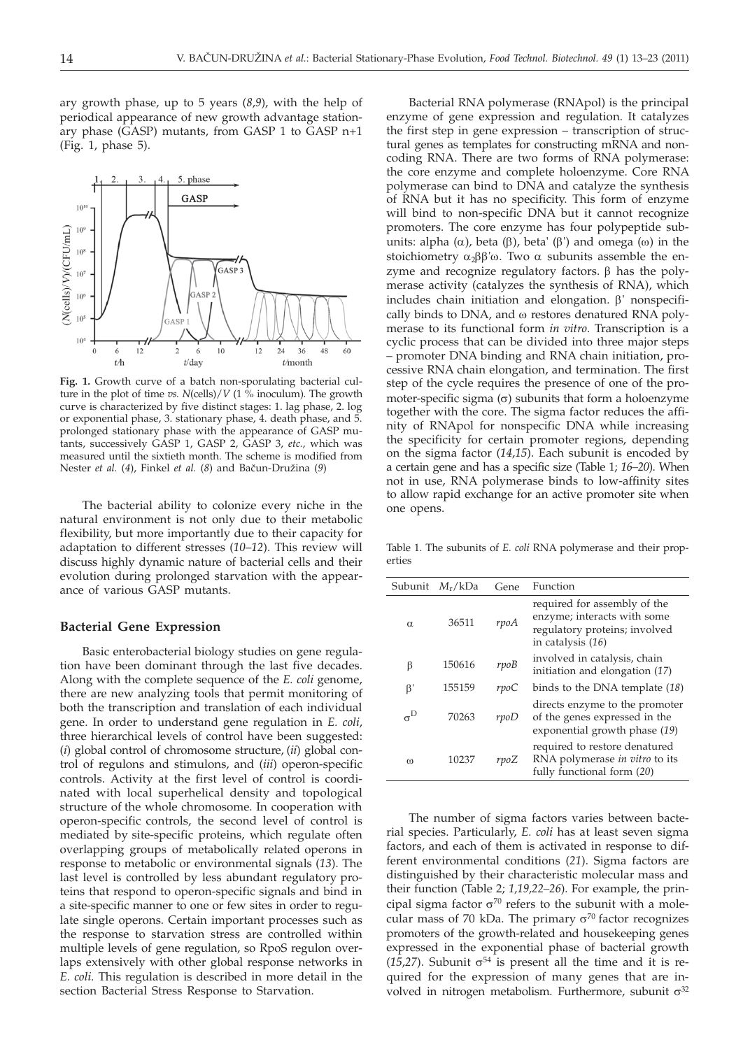ary growth phase, up to 5 years (*8,9*), with the help of periodical appearance of new growth advantage stationary phase (GASP) mutants, from GASP 1 to GASP n+1 (Fig. 1, phase 5).

**Fig. 1.** Growth curve of a batch non-sporulating bacterial culture in the plot of time *vs.* $N$(cells)/$V$ (1 % inoculum). The growth curve is characterized by five distinct stages: 1. lag phase, 2. log or exponential phase, 3. stationary phase, 4. death phase, and 5. prolonged stationary phase with the appearance of GASP mutants, successively GASP 1, GASP 2, GASP 3, *etc.*, which was measured until the sixtieth month. The scheme is modified from Nester *et al.* (*4*), Finkel *et al.* (*8*) and Bačun-Družina (*9*)

The bacterial ability to colonize every niche in the natural environment is not only due to their metabolic flexibility, but more importantly due to their capacity for adaptation to different stresses (*10–12*). This review will discuss highly dynamic nature of bacterial cells and their evolution during prolonged starvation with the appearance of various GASP mutants.

## Bacterial Gene Expression

Basic enterobacterial biology studies on gene regulation have been dominant through the last five decades. Along with the complete sequence of the *E. coli* genome, there are new analyzing tools that permit monitoring of both the transcription and translation of each individual gene. In order to understand gene regulation in *E. coli*, three hierarchical levels of control have been suggested: (*i*) global control of chromosome structure, (*ii*) global control of regulons and stimulons, and (*iii*) operon-specific controls. Activity at the first level of control is coordinated with local superhelical density and topological structure of the whole chromosome. In cooperation with operon-specific controls, the second level of control is mediated by site-specific proteins, which regulate often overlapping groups of metabolically related operons in response to metabolic or environmental signals (*13*). The last level is controlled by less abundant regulatory proteins that respond to operon-specific signals and bind in a site-specific manner to one or few sites in order to regulate single operons. Certain important processes such as the response to starvation stress are controlled within multiple levels of gene regulation, so RpoS regulon overlaps extensively with other global response networks in *E. coli*. This regulation is described in more detail in the section Bacterial Stress Response to Starvation.

Bacterial RNA polymerase (RNApol) is the principal enzyme of gene expression and regulation. It catalyzes the first step in gene expression – transcription of structural genes as templates for constructing mRNA and noncoding RNA. There are two forms of RNA polymerase: the core enzyme and complete holoenzyme. Core RNA polymerase can bind to DNA and catalyze the synthesis of RNA but it has no specificity. This form of enzyme will bind to non-specific DNA but it cannot recognize promoters. The core enzyme has four polypeptide subunits: alpha (α), beta (β), beta' (β') and omega (ω) in the stoichiometry $\alpha_2\beta\beta'\omega$. Two α subunits assemble the enzyme and recognize regulatory factors. β has the polymerase activity (catalyzes the synthesis of RNA), which includes chain initiation and elongation. β' nonspecifically binds to DNA, and ω restores denatured RNA polymerase to its functional form *in vitro*. Transcription is a cyclic process that can be divided into three major steps – promoter DNA binding and RNA chain initiation, processive RNA chain elongation, and termination. The first step of the cycle requires the presence of one of the promoter-specific sigma (σ) subunits that form a holoenzyme together with the core. The sigma factor reduces the affinity of RNApol for nonspecific DNA while increasing the specificity for certain promoter regions, depending on the sigma factor (*14,15*). Each subunit is encoded by a certain gene and has a specific size (Table 1; *16–20*). When not in use, RNA polymerase binds to low-affinity sites to allow rapid exchange for an active promoter site when one opens.

Table 1. The subunits of *E. coli* RNA polymerase and their properties

| Subunit | $M_r$/kDa | Gene | Function |
|---|---|---|---|
| α | 36511 | *rpoA* | required for assembly of the enzyme; interacts with some regulatory proteins; involved in catalysis (*16*) |
| β | 150616 | *rpoB* | involved in catalysis, chain initiation and elongation (*17*) |
| β' | 155159 | *rpoC* | binds to the DNA template (*18*) |
| $\sigma^D$ | 70263 | *rpoD* | directs enzyme to the promoter of the genes expressed in the exponential growth phase (*19*) |
| ω | 10237 | *rpoZ* | required to restore denatured RNA polymerase *in vitro* to its fully functional form (*20*) |

The number of sigma factors varies between bacterial species. Particularly, *E. coli* has at least seven sigma factors, and each of them is activated in response to different environmental conditions (*21*). Sigma factors are distinguished by their characteristic molecular mass and their function (Table 2; *1,19,22–26*). For example, the principal sigma factor $\sigma^{70}$ refers to the subunit with a molecular mass of 70 kDa. The primary $\sigma^{70}$ factor recognizes promoters of the growth-related and housekeeping genes expressed in the exponential phase of bacterial growth (*15,27*). Subunit $\sigma^{54}$ is present all the time and it is required for the expression of many genes that are involved in nitrogen metabolism. Furthermore, subunit $\sigma^{32}$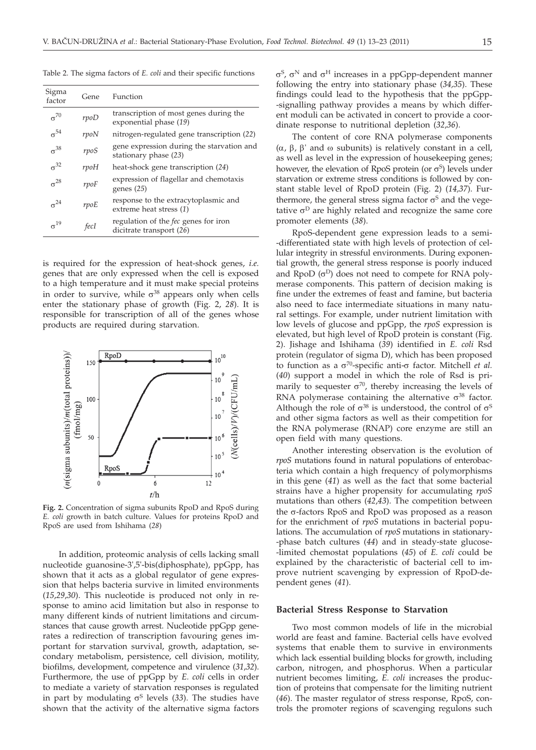Table 2. The sigma factors of *E. coli* and their specific functions

| Sigma factor | Gene | Function |
| --- | --- | --- |
| $\sigma^{70}$ | *rpoD* | transcription of most genes during the exponential phase (*19*) |
| $\sigma^{54}$ | *rpoN* | nitrogen-regulated gene transcription (*22*) |
| $\sigma^{38}$ | *rpoS* | gene expression during the starvation and stationary phase (*23*) |
| $\sigma^{32}$ | *rpoH* | heat-shock gene transcription (*24*) |
| $\sigma^{28}$ | *rpoF* | expression of flagellar and chemotaxis genes (*25*) |
| $\sigma^{24}$ | *rpoE* | response to the extracytoplasmic and extreme heat stress (*1*) |
| $\sigma^{19}$ | *fecI* | regulation of the *fec* genes for iron dicitrate transport (*26*) |

is required for the expression of heat-shock genes, *i.e.* genes that are only expressed when the cell is exposed to a high temperature and it must make special proteins in order to survive, while $\sigma^{38}$ appears only when cells enter the stationary phase of growth (Fig. 2, *28*). It is responsible for transcription of all of the genes whose products are required during starvation.

**Fig. 2.** Concentration of sigma subunits RpoD and RpoS during *E. coli* growth in batch culture. Values for proteins RpoD and RpoS are used from Ishihama (*28*)

In addition, proteomic analysis of cells lacking small nucleotide guanosine-3',5'-bis(diphosphate), ppGpp, has shown that it acts as a global regulator of gene expression that helps bacteria survive in limited environments (*15*,*29*,*30*). This nucleotide is produced not only in response to amino acid limitation but also in response to many different kinds of nutrient limitations and circumstances that cause growth arrest. Nucleotide ppGpp generates a redirection of transcription favouring genes important for starvation survival, growth, adaptation, secondary metabolism, persistence, cell division, motility, biofilms, development, competence and virulence (*31*,*32*). Furthermore, the use of ppGpp by *E. coli* cells in order to mediate a variety of starvation responses is regulated in part by modulating $\sigma^S$ levels (*33*). The studies have shown that the activity of the alternative sigma factors $\sigma^S$, $\sigma^N$ and $\sigma^H$ increases in a ppGpp-dependent manner following the entry into stationary phase (*34*,*35*). These findings could lead to the hypothesis that the ppGpp-signalling pathway provides a means by which different moduli can be activated in concert to provide a coordinate response to nutritional depletion (*32*,*36*).

The content of core RNA polymerase components ($\alpha$, $\beta$, $\beta'$ and $\omega$ subunits) is relatively constant in a cell, as well as level in the expression of housekeeping genes; however, the elevation of RpoS protein (or $\sigma^S$) levels under starvation or extreme stress conditions is followed by constant stable level of RpoD protein (Fig. 2) (*14*,*37*). Furthermore, the general stress sigma factor $\sigma^S$ and the vegetative $\sigma^D$ are highly related and recognize the same core promoter elements (*38*).

RpoS-dependent gene expression leads to a semi-differentiated state with high levels of protection of cellular integrity in stressful environments. During exponential growth, the general stress response is poorly induced and RpoD ($\sigma^D$) does not need to compete for RNA polymerase components. This pattern of decision making is fine under the extremes of feast and famine, but bacteria also need to face intermediate situations in many natural settings. For example, under nutrient limitation with low levels of glucose and ppGpp, the *rpoS* expression is elevated, but high level of RpoD protein is constant (Fig. 2). Jishage and Ishihama (*39*) identified in *E. coli* Rsd protein (regulator of sigma D), which has been proposed to function as a $\sigma^{70}$-specific anti-$\sigma$ factor. Mitchell *et al.* (*40*) support a model in which the role of Rsd is primarily to sequester $\sigma^{70}$, thereby increasing the levels of RNA polymerase containing the alternative $\sigma^{38}$ factor. Although the role of $\sigma^{38}$ is understood, the control of $\sigma^S$ and other sigma factors as well as their competition for the RNA polymerase (RNAP) core enzyme are still an open field with many questions.

Another interesting observation is the evolution of *rpoS* mutations found in natural populations of enterobacteria which contain a high frequency of polymorphisms in this gene (*41*) as well as the fact that some bacterial strains have a higher propensity for accumulating *rpoS* mutations than others (*42*,*43*). The competition between the $\sigma$-factors RpoS and RpoD was proposed as a reason for the enrichment of *rpoS* mutations in bacterial populations. The accumulation of *rpoS* mutations in stationary-phase batch cultures (*44*) and in steady-state glucose-limited chemostat populations (*45*) of *E. coli* could be explained by the characteristic of bacterial cell to improve nutrient scavenging by expression of RpoD-dependent genes (*41*).

### Bacterial Stress Response to Starvation

Two most common models of life in the microbial world are feast and famine. Bacterial cells have evolved systems that enable them to survive in environments which lack essential building blocks for growth, including carbon, nitrogen, and phosphorus. When a particular nutrient becomes limiting, *E. coli* increases the production of proteins that compensate for the limiting nutrient (*46*). The master regulator of stress response, RpoS, controls the promoter regions of scavenging regulons such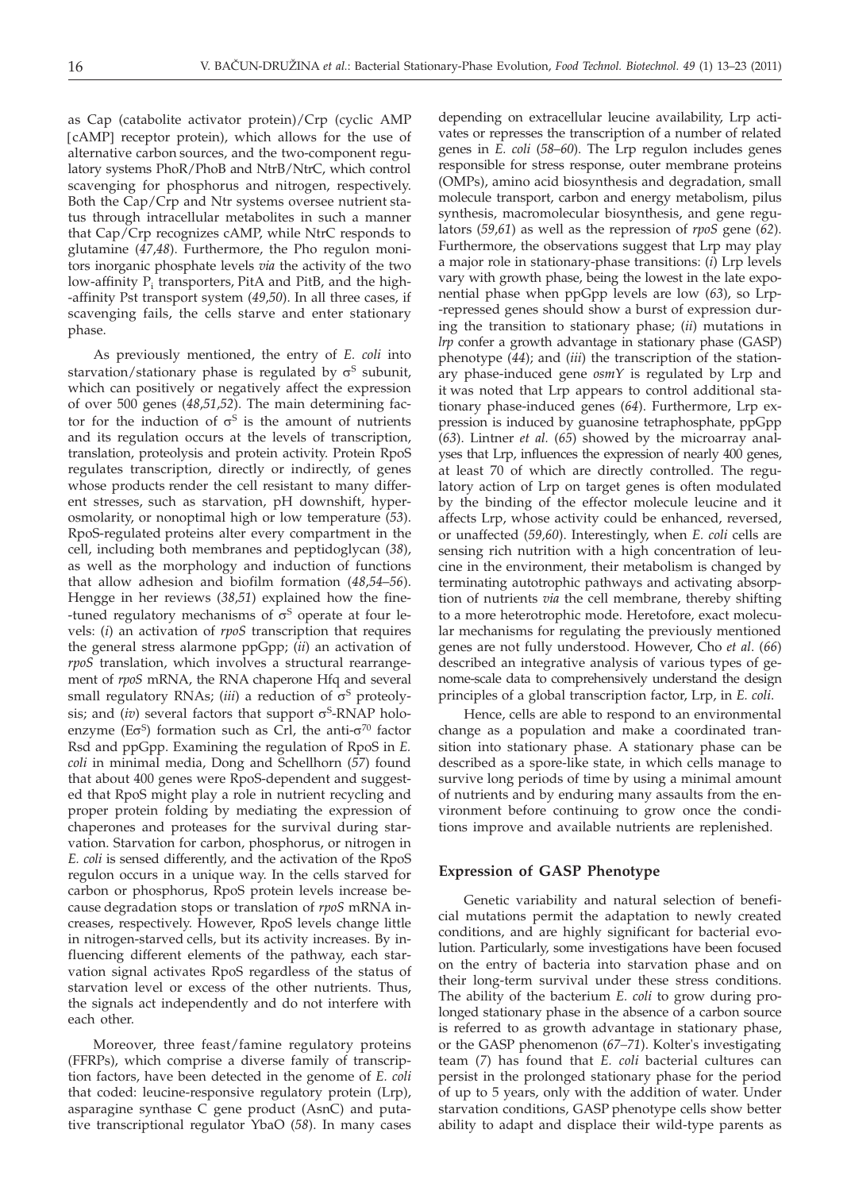as Cap (catabolite activator protein)/Crp (cyclic AMP [cAMP] receptor protein), which allows for the use of alternative carbon sources, and the two-component regulatory systems PhoR/PhoB and NtrB/NtrC, which control scavenging for phosphorus and nitrogen, respectively. Both the Cap/Crp and Ntr systems oversee nutrient status through intracellular metabolites in such a manner that Cap/Crp recognizes cAMP, while NtrC responds to glutamine (*47,48*). Furthermore, the Pho regulon monitors inorganic phosphate levels *via* the activity of the two low-affinity $P_i$ transporters, PitA and PitB, and the high-affinity Pst transport system (*49,50*). In all three cases, if scavenging fails, the cells starve and enter stationary phase.

As previously mentioned, the entry of *E. coli* into starvation/stationary phase is regulated by $\sigma^S$ subunit, which can positively or negatively affect the expression of over 500 genes (*48,51,52*). The main determining factor for the induction of $\sigma^S$ is the amount of nutrients and its regulation occurs at the levels of transcription, translation, proteolysis and protein activity. Protein RpoS regulates transcription, directly or indirectly, of genes whose products render the cell resistant to many different stresses, such as starvation, pH downshift, hyperosmolarity, or nonoptimal high or low temperature (*53*). RpoS-regulated proteins alter every compartment in the cell, including both membranes and peptidoglycan (*38*), as well as the morphology and induction of functions that allow adhesion and biofilm formation (*48,54–56*). Hengge in her reviews (*38,51*) explained how the fine-tuned regulatory mechanisms of $\sigma^S$ operate at four levels: (*i*) an activation of *rpoS* transcription that requires the general stress alarmone ppGpp; (*ii*) an activation of *rpoS* translation, which involves a structural rearrangement of *rpoS* mRNA, the RNA chaperone Hfq and several small regulatory RNAs; (*iii*) a reduction of $\sigma^S$ proteolysis; and (*iv*) several factors that support $\sigma^S$-RNAP holoenzyme ($E\sigma^S$) formation such as Crl, the anti-$\sigma^{70}$ factor Rsd and ppGpp. Examining the regulation of RpoS in *E. coli* in minimal media, Dong and Schellhorn (*57*) found that about 400 genes were RpoS-dependent and suggested that RpoS might play a role in nutrient recycling and proper protein folding by mediating the expression of chaperones and proteases for the survival during starvation. Starvation for carbon, phosphorus, or nitrogen in *E. coli* is sensed differently, and the activation of the RpoS regulon occurs in a unique way. In the cells starved for carbon or phosphorus, RpoS protein levels increase because degradation stops or translation of *rpoS* mRNA increases, respectively. However, RpoS levels change little in nitrogen-starved cells, but its activity increases. By influencing different elements of the pathway, each starvation signal activates RpoS regardless of the status of starvation level or excess of the other nutrients. Thus, the signals act independently and do not interfere with each other.

Moreover, three feast/famine regulatory proteins (FFRPs), which comprise a diverse family of transcription factors, have been detected in the genome of *E. coli* that coded: leucine-responsive regulatory protein (Lrp), asparagine synthase C gene product (AsnC) and putative transcriptional regulator YbaO (*58*). In many cases depending on extracellular leucine availability, Lrp activates or represses the transcription of a number of related genes in *E. coli* (*58–60*). The Lrp regulon includes genes responsible for stress response, outer membrane proteins (OMPs), amino acid biosynthesis and degradation, small molecule transport, carbon and energy metabolism, pilus synthesis, macromolecular biosynthesis, and gene regulators (*59,61*) as well as the repression of *rpoS* gene (*62*). Furthermore, the observations suggest that Lrp may play a major role in stationary-phase transitions: (*i*) Lrp levels vary with growth phase, being the lowest in the late exponential phase when ppGpp levels are low (*63*), so Lrp-repressed genes should show a burst of expression during the transition to stationary phase; (*ii*) mutations in *lrp* confer a growth advantage in stationary phase (GASP) phenotype (*44*); and (*iii*) the transcription of the stationary phase-induced gene *osmY* is regulated by Lrp and it was noted that Lrp appears to control additional stationary phase-induced genes (*64*). Furthermore, Lrp expression is induced by guanosine tetraphosphate, ppGpp (*63*). Lintner *et al.* (*65*) showed by the microarray analyses that Lrp, influences the expression of nearly 400 genes, at least 70 of which are directly controlled. The regulatory action of Lrp on target genes is often modulated by the binding of the effector molecule leucine and it affects Lrp, whose activity could be enhanced, reversed, or unaffected (*59,60*). Interestingly, when *E. coli* cells are sensing rich nutrition with a high concentration of leucine in the environment, their metabolism is changed by terminating autotrophic pathways and activating absorption of nutrients *via* the cell membrane, thereby shifting to a more heterotrophic mode. Heretofore, exact molecular mechanisms for regulating the previously mentioned genes are not fully understood. However, Cho *et al.* (*66*) described an integrative analysis of various types of genome-scale data to comprehensively understand the design principles of a global transcription factor, Lrp, in *E. coli*.

Hence, cells are able to respond to an environmental change as a population and make a coordinated transition into stationary phase. A stationary phase can be described as a spore-like state, in which cells manage to survive long periods of time by using a minimal amount of nutrients and by enduring many assaults from the environment before continuing to grow once the conditions improve and available nutrients are replenished.

## Expression of GASP Phenotype

Genetic variability and natural selection of beneficial mutations permit the adaptation to newly created conditions, and are highly significant for bacterial evolution. Particularly, some investigations have been focused on the entry of bacteria into starvation phase and on their long-term survival under these stress conditions. The ability of the bacterium *E. coli* to grow during prolonged stationary phase in the absence of a carbon source is referred to as growth advantage in stationary phase, or the GASP phenomenon (*67–71*). Kolter's investigating team (*7*) has found that *E. coli* bacterial cultures can persist in the prolonged stationary phase for the period of up to 5 years, only with the addition of water. Under starvation conditions, GASP phenotype cells show better ability to adapt and displace their wild-type parents as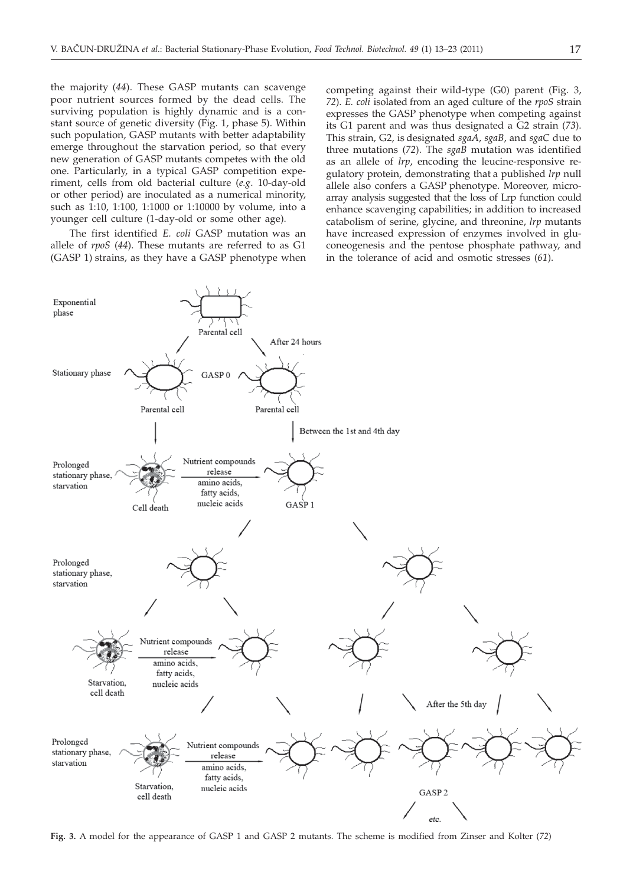the majority (*44*). These GASP mutants can scavenge poor nutrient sources formed by the dead cells. The surviving population is highly dynamic and is a constant source of genetic diversity (Fig. 1, phase 5). Within such population, GASP mutants with better adaptability emerge throughout the starvation period, so that every new generation of GASP mutants competes with the old one. Particularly, in a typical GASP competition experiment, cells from old bacterial culture (*e.g.* 10-day-old or other period) are inoculated as a numerical minority, such as 1:10, 1:100, 1:1000 or 1:10000 by volume, into a younger cell culture (1-day-old or some other age).

The first identified *E. coli* GASP mutation was an allele of *rpoS* (*44*). These mutants are referred to as G1 (GASP 1) strains, as they have a GASP phenotype when competing against their wild-type (G0) parent (Fig. 3, *72*). *E. coli* isolated from an aged culture of the *rpoS* strain expresses the GASP phenotype when competing against its G1 parent and was thus designated a G2 strain (*73*). This strain, G2, is designated *sgaA*, *sgaB*, and *sgaC* due to three mutations (*72*). The *sgaB* mutation was identified as an allele of *lrp*, encoding the leucine-responsive regulatory protein, demonstrating that a published *lrp* null allele also confers a GASP phenotype. Moreover, microarray analysis suggested that the loss of Lrp function could enhance scavenging capabilities; in addition to increased catabolism of serine, glycine, and threonine, *lrp* mutants have increased expression of enzymes involved in gluconeogenesis and the pentose phosphate pathway, and in the tolerance of acid and osmotic stresses (*61*).

**Fig. 3.** A model for the appearance of GASP 1 and GASP 2 mutants. The scheme is modified from Zinser and Kolter (*72*)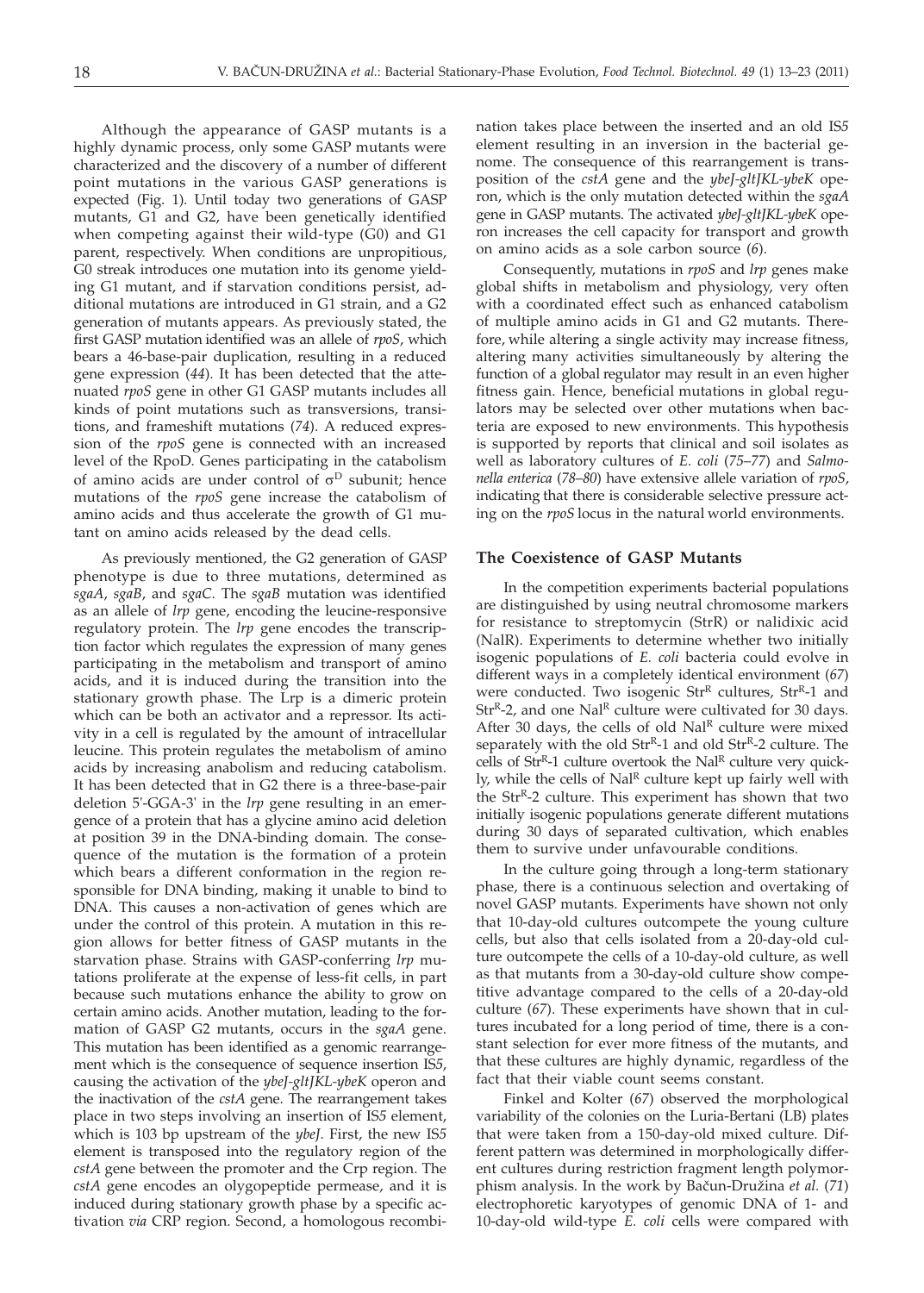Although the appearance of GASP mutants is a highly dynamic process, only some GASP mutants were characterized and the discovery of a number of different point mutations in the various GASP generations is expected (Fig. 1). Until today two generations of GASP mutants, G1 and G2, have been genetically identified when competing against their wild-type (G0) and G1 parent, respectively. When conditions are unpropitious, G0 streak introduces one mutation into its genome yielding G1 mutant, and if starvation conditions persist, additional mutations are introduced in G1 strain, and a G2 generation of mutants appears. As previously stated, the first GASP mutation identified was an allele of *rpoS*, which bears a 46-base-pair duplication, resulting in a reduced gene expression (*44*). It has been detected that the attenuated *rpoS* gene in other G1 GASP mutants includes all kinds of point mutations such as transversions, transitions, and frameshift mutations (*74*). A reduced expression of the *rpoS* gene is connected with an increased level of the RpoD. Genes participating in the catabolism of amino acids are under control of $\sigma^D$ subunit; hence mutations of the *rpoS* gene increase the catabolism of amino acids and thus accelerate the growth of G1 mutant on amino acids released by the dead cells.

As previously mentioned, the G2 generation of GASP phenotype is due to three mutations, determined as *sgaA*, *sgaB*, and *sgaC*. The *sgaB* mutation was identified as an allele of *lrp* gene, encoding the leucine-responsive regulatory protein. The *lrp* gene encodes the transcription factor which regulates the expression of many genes participating in the metabolism and transport of amino acids, and it is induced during the transition into the stationary growth phase. The Lrp is a dimeric protein which can be both an activator and a repressor. Its activity in a cell is regulated by the amount of intracellular leucine. This protein regulates the metabolism of amino acids by increasing anabolism and reducing catabolism. It has been detected that in G2 there is a three-base-pair deletion 5'-GGA-3' in the *lrp* gene resulting in an emergence of a protein that has a glycine amino acid deletion at position 39 in the DNA-binding domain. The consequence of the mutation is the formation of a protein which bears a different conformation in the region responsible for DNA binding, making it unable to bind to DNA. This causes a non-activation of genes which are under the control of this protein. A mutation in this region allows for better fitness of GASP mutants in the starvation phase. Strains with GASP-conferring *lrp* mutations proliferate at the expense of less-fit cells, in part because such mutations enhance the ability to grow on certain amino acids. Another mutation, leading to the formation of GASP G2 mutants, occurs in the *sgaA* gene. This mutation has been identified as a genomic rearrangement which is the consequence of sequence insertion IS*5*, causing the activation of the *ybeJ-gltJKL-ybeK* operon and the inactivation of the *cstA* gene. The rearrangement takes place in two steps involving an insertion of IS*5* element, which is 103 bp upstream of the *ybeJ*. First, the new IS*5* element is transposed into the regulatory region of the *cstA* gene between the promoter and the Crp region. The *cstA* gene encodes an olygopeptide permease, and it is induced during stationary growth phase by a specific activation *via* CRP region. Second, a homologous recombination takes place between the inserted and an old IS*5* element resulting in an inversion in the bacterial genome. The consequence of this rearrangement is transposition of the *cstA* gene and the *ybeJ-gltJKL-ybeK* operon, which is the only mutation detected within the *sgaA* gene in GASP mutants. The activated *ybeJ-gltJKL-ybeK* operon increases the cell capacity for transport and growth on amino acids as a sole carbon source (*6*).

Consequently, mutations in *rpoS* and *lrp* genes make global shifts in metabolism and physiology, very often with a coordinated effect such as enhanced catabolism of multiple amino acids in G1 and G2 mutants. Therefore, while altering a single activity may increase fitness, altering many activities simultaneously by altering the function of a global regulator may result in an even higher fitness gain. Hence, beneficial mutations in global regulators may be selected over other mutations when bacteria are exposed to new environments. This hypothesis is supported by reports that clinical and soil isolates as well as laboratory cultures of *E. coli* (*75–77*) and *Salmonella enterica* (*78–80*) have extensive allele variation of *rpoS*, indicating that there is considerable selective pressure acting on the *rpoS* locus in the natural world environments.

## The Coexistence of GASP Mutants

In the competition experiments bacterial populations are distinguished by using neutral chromosome markers for resistance to streptomycin (StrR) or nalidixic acid (NalR). Experiments to determine whether two initially isogenic populations of *E. coli* bacteria could evolve in different ways in a completely identical environment (*67*) were conducted. Two isogenic $Str^R$ cultures, $Str^R$-1 and $Str^R$-2, and one $Nal^R$ culture were cultivated for 30 days. After 30 days, the cells of old $Nal^R$ culture were mixed separately with the old $Str^R$-1 and old $Str^R$-2 culture. The cells of $Str^R$-1 culture overtook the $Nal^R$ culture very quickly, while the cells of $Nal^R$ culture kept up fairly well with the $Str^R$-2 culture. This experiment has shown that two initially isogenic populations generate different mutations during 30 days of separated cultivation, which enables them to survive under unfavourable conditions.

In the culture going through a long-term stationary phase, there is a continuous selection and overtaking of novel GASP mutants. Experiments have shown not only that 10-day-old cultures outcompete the young culture cells, but also that cells isolated from a 20-day-old culture outcompete the cells of a 10-day-old culture, as well as that mutants from a 30-day-old culture show competitive advantage compared to the cells of a 20-day-old culture (*67*). These experiments have shown that in cultures incubated for a long period of time, there is a constant selection for ever more fitness of the mutants, and that these cultures are highly dynamic, regardless of the fact that their viable count seems constant.

Finkel and Kolter (*67*) observed the morphological variability of the colonies on the Luria-Bertani (LB) plates that were taken from a 150-day-old mixed culture. Different pattern was determined in morphologically different cultures during restriction fragment length polymorphism analysis. In the work by Bačun-Družina *et al.* (*71*) electrophoretic karyotypes of genomic DNA of 1- and 10-day-old wild-type *E. coli* cells were compared with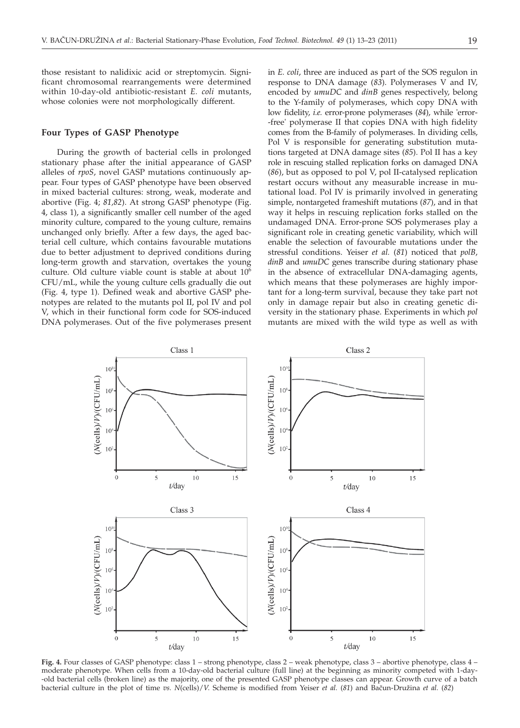those resistant to nalidixic acid or streptomycin. Significant chromosomal rearrangements were determined within 10-day-old antibiotic-resistant *E. coli* mutants, whose colonies were not morphologically different.

## Four Types of GASP Phenotype

During the growth of bacterial cells in prolonged stationary phase after the initial appearance of GASP alleles of *rpoS*, novel GASP mutations continuously appear. Four types of GASP phenotype have been observed in mixed bacterial cultures: strong, weak, moderate and abortive (Fig. 4; *81,82*). At strong GASP phenotype (Fig. 4, class 1), a significantly smaller cell number of the aged minority culture, compared to the young culture, remains unchanged only briefly. After a few days, the aged bacterial cell culture, which contains favourable mutations due to better adjustment to deprived conditions during long-term growth and starvation, overtakes the young culture. Old culture viable count is stable at about $10^6$ CFU/mL, while the young culture cells gradually die out (Fig. 4, type 1). Defined weak and abortive GASP phenotypes are related to the mutants pol II, pol IV and pol V, which in their functional form code for SOS-induced DNA polymerases. Out of the five polymerases present in *E. coli*, three are induced as part of the SOS regulon in response to DNA damage (*83*). Polymerases V and IV, encoded by *umuDC* and *dinB* genes respectively, belong to the Y-family of polymerases, which copy DNA with low fidelity, *i.e.* error-prone polymerases (*84*), while 'error-free' polymerase II that copies DNA with high fidelity comes from the B-family of polymerases. In dividing cells, Pol V is responsible for generating substitution mutations targeted at DNA damage sites (*85*). Pol II has a key role in rescuing stalled replication forks on damaged DNA (*86*), but as opposed to pol V, pol II-catalysed replication restart occurs without any measurable increase in mutational load. Pol IV is primarily involved in generating simple, nontargeted frameshift mutations (*87*), and in that way it helps in rescuing replication forks stalled on the undamaged DNA. Error-prone SOS polymerases play a significant role in creating genetic variability, which will enable the selection of favourable mutations under the stressful conditions. Yeiser *et al.* (*81*) noticed that *polB*, *dinB* and *umuDC* genes transcribe during stationary phase in the absence of extracellular DNA-damaging agents, which means that these polymerases are highly important for a long-term survival, because they take part not only in damage repair but also in creating genetic diversity in the stationary phase. Experiments in which *pol* mutants are mixed with the wild type as well as with

**Fig. 4.** Four classes of GASP phenotype: class 1 – strong phenotype, class 2 – weak phenotype, class 3 – abortive phenotype, class 4 – moderate phenotype. When cells from a 10-day-old bacterial culture (full line) at the beginning as minority competed with 1-day-old bacterial cells (broken line) as the majority, one of the presented GASP phenotype classes can appear. Growth curve of a batch bacterial culture in the plot of time *vs.* $N$(cells)/$V$. Scheme is modified from Yeiser *et al.* (*81*) and Bačun-Družina *et al.* (*82*)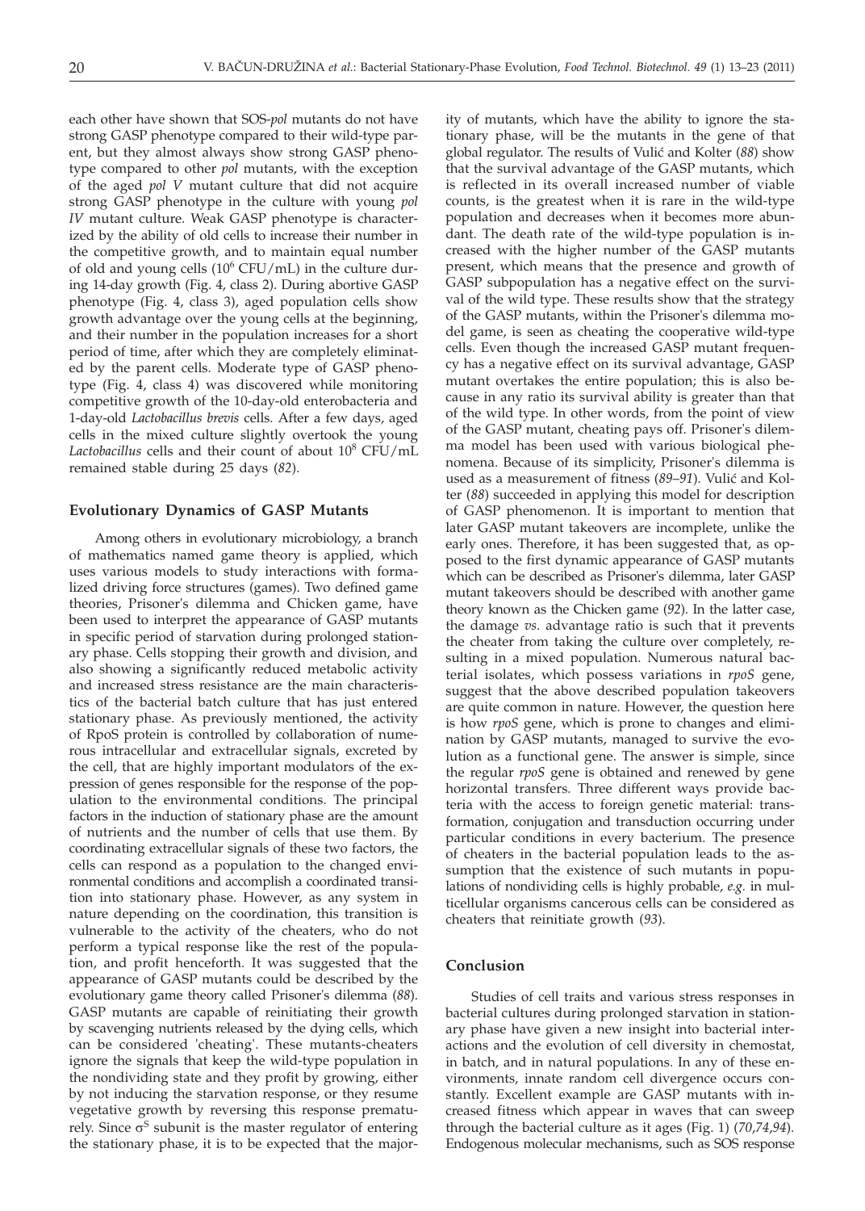each other have shown that SOS-*pol* mutants do not have strong GASP phenotype compared to their wild-type parent, but they almost always show strong GASP phenotype compared to other *pol* mutants, with the exception of the aged *pol V* mutant culture that did not acquire strong GASP phenotype in the culture with young *pol IV* mutant culture. Weak GASP phenotype is characterized by the ability of old cells to increase their number in the competitive growth, and to maintain equal number of old and young cells ($10^6$ CFU/mL) in the culture during 14-day growth (Fig. 4, class 2). During abortive GASP phenotype (Fig. 4, class 3), aged population cells show growth advantage over the young cells at the beginning, and their number in the population increases for a short period of time, after which they are completely eliminated by the parent cells. Moderate type of GASP phenotype (Fig. 4, class 4) was discovered while monitoring competitive growth of the 10-day-old enterobacteria and 1-day-old *Lactobacillus brevis* cells. After a few days, aged cells in the mixed culture slightly overtook the young *Lactobacillus* cells and their count of about $10^8$ CFU/mL remained stable during 25 days (*82*).

## Evolutionary Dynamics of GASP Mutants

Among others in evolutionary microbiology, a branch of mathematics named game theory is applied, which uses various models to study interactions with formalized driving force structures (games). Two defined game theories, Prisoner's dilemma and Chicken game, have been used to interpret the appearance of GASP mutants in specific period of starvation during prolonged stationary phase. Cells stopping their growth and division, and also showing a significantly reduced metabolic activity and increased stress resistance are the main characteristics of the bacterial batch culture that has just entered stationary phase. As previously mentioned, the activity of RpoS protein is controlled by collaboration of numerous intracellular and extracellular signals, excreted by the cell, that are highly important modulators of the expression of genes responsible for the response of the population to the environmental conditions. The principal factors in the induction of stationary phase are the amount of nutrients and the number of cells that use them. By coordinating extracellular signals of these two factors, the cells can respond as a population to the changed environmental conditions and accomplish a coordinated transition into stationary phase. However, as any system in nature depending on the coordination, this transition is vulnerable to the activity of the cheaters, who do not perform a typical response like the rest of the population, and profit henceforth. It was suggested that the appearance of GASP mutants could be described by the evolutionary game theory called Prisoner's dilemma (*88*). GASP mutants are capable of reinitiating their growth by scavenging nutrients released by the dying cells, which can be considered 'cheating'. These mutants-cheaters ignore the signals that keep the wild-type population in the nondividing state and they profit by growing, either by not inducing the starvation response, or they resume vegetative growth by reversing this response prematurely. Since $\sigma^S$ subunit is the master regulator of entering the stationary phase, it is to be expected that the majority of mutants, which have the ability to ignore the stationary phase, will be the mutants in the gene of that global regulator. The results of Vulić and Kolter (*88*) show that the survival advantage of the GASP mutants, which is reflected in its overall increased number of viable counts, is the greatest when it is rare in the wild-type population and decreases when it becomes more abundant. The death rate of the wild-type population is increased with the higher number of the GASP mutants present, which means that the presence and growth of GASP subpopulation has a negative effect on the survival of the wild type. These results show that the strategy of the GASP mutants, within the Prisoner's dilemma model game, is seen as cheating the cooperative wild-type cells. Even though the increased GASP mutant frequency has a negative effect on its survival advantage, GASP mutant overtakes the entire population; this is also because in any ratio its survival ability is greater than that of the wild type. In other words, from the point of view of the GASP mutant, cheating pays off. Prisoner's dilemma model has been used with various biological phenomena. Because of its simplicity, Prisoner's dilemma is used as a measurement of fitness (*89–91*). Vulić and Kolter (*88*) succeeded in applying this model for description of GASP phenomenon. It is important to mention that later GASP mutant takeovers are incomplete, unlike the early ones. Therefore, it has been suggested that, as opposed to the first dynamic appearance of GASP mutants which can be described as Prisoner's dilemma, later GASP mutant takeovers should be described with another game theory known as the Chicken game (*92*). In the latter case, the damage *vs.* advantage ratio is such that it prevents the cheater from taking the culture over completely, resulting in a mixed population. Numerous natural bacterial isolates, which possess variations in *rpoS* gene, suggest that the above described population takeovers are quite common in nature. However, the question here is how *rpoS* gene, which is prone to changes and elimination by GASP mutants, managed to survive the evolution as a functional gene. The answer is simple, since the regular *rpoS* gene is obtained and renewed by gene horizontal transfers. Three different ways provide bacteria with the access to foreign genetic material: transformation, conjugation and transduction occurring under particular conditions in every bacterium. The presence of cheaters in the bacterial population leads to the assumption that the existence of such mutants in populations of nondividing cells is highly probable, *e.g.* in multicellular organisms cancerous cells can be considered as cheaters that reinitiate growth (*93*).

## Conclusion

Studies of cell traits and various stress responses in bacterial cultures during prolonged starvation in stationary phase have given a new insight into bacterial interactions and the evolution of cell diversity in chemostat, in batch, and in natural populations. In any of these environments, innate random cell divergence occurs constantly. Excellent example are GASP mutants with increased fitness which appear in waves that can sweep through the bacterial culture as it ages (Fig. 1) (*70,74,94*). Endogenous molecular mechanisms, such as SOS response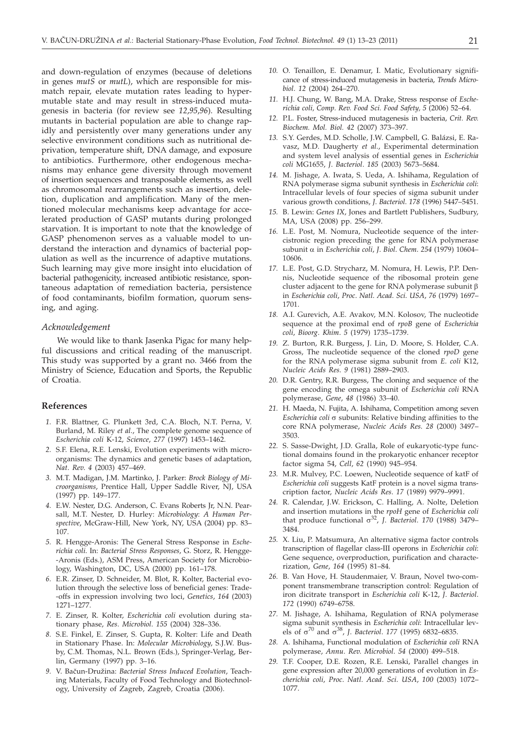and down-regulation of enzymes (because of deletions in genes *mutS* or *mutL*), which are responsible for mismatch repair, elevate mutation rates leading to hypermutable state and may result in stress-induced mutagenesis in bacteria (for review see *12,95,96*). Resulting mutants in bacterial population are able to change rapidly and persistently over many generations under any selective environment conditions such as nutritional deprivation, temperature shift, DNA damage, and exposure to antibiotics. Furthermore, other endogenous mechanisms may enhance gene diversity through movement of insertion sequences and transposable elements, as well as chromosomal rearrangements such as insertion, deletion, duplication and amplification. Many of the mentioned molecular mechanisms keep advantage for accelerated production of GASP mutants during prolonged starvation. It is important to note that the knowledge of GASP phenomenon serves as a valuable model to understand the interaction and dynamics of bacterial population as well as the incurrence of adaptive mutations. Such learning may give more insight into elucidation of bacterial pathogenicity, increased antibiotic resistance, spontaneous adaptation of remediation bacteria, persistence of food contaminants, biofilm formation, quorum sensing, and aging.

### *Acknowledgement*

We would like to thank Jasenka Pigac for many helpful discussions and critical reading of the manuscript. This study was supported by a grant no. 3466 from the Ministry of Science, Education and Sports, the Republic of Croatia.

## References

1. F.R. Blattner, G. Plunkett 3rd, C.A. Bloch, N.T. Perna, V. Burland, M. Riley *et al.*, The complete genome sequence of *Escherichia coli* K-12, *Science*, *277* (1997) 1453–1462.
2. S.F. Elena, R.E. Lenski, Evolution experiments with microorganisms: The dynamics and genetic bases of adaptation, *Nat. Rev. 4* (2003) 457–469.
3. M.T. Madigan, J.M. Martinko, J. Parker: *Brock Biology of Microorganisms*, Prentice Hall, Upper Saddle River, NJ, USA (1997) pp. 149–177.
4. E.W. Nester, D.G. Anderson, C. Evans Roberts Jr, N.N. Pearsall, M.T. Nester, D. Hurley: *Microbiology*: *A Human Perspective*, McGraw-Hill, New York, NY, USA (2004) pp. 83–107.
5. R. Hengge-Aronis: The General Stress Response in *Escherichia coli*. In: *Bacterial Stress Responses*, G. Storz, R. Hengge-Aronis (Eds.), ASM Press, American Society for Microbiology, Washington, DC, USA (2000) pp. 161–178.
6. E.R. Zinser, D. Schneider, M. Blot, R. Kolter, Bacterial evolution through the selective loss of beneficial genes: Trade-offs in expression involving two loci, *Genetics*, *164* (2003) 1271–1277.
7. E. Zinser, R. Kolter, *Escherichia coli* evolution during stationary phase, *Res. Microbiol. 155* (2004) 328–336.
8. S.E. Finkel, E. Zinser, S. Gupta, R. Kolter: Life and Death in Stationary Phase. In: *Molecular Microbiology*, S.J.W. Busby, C.M. Thomas, N.L. Brown (Eds.), Springer-Verlag, Berlin, Germany (1997) pp. 3–16.
9. V. Bačun-Družina: *Bacterial Stress Induced Evolution*, Teaching Materials, Faculty of Food Technology and Biotechnology, University of Zagreb, Zagreb, Croatia (2006).
10. O. Tenaillon, E. Denamur, I. Matic, Evolutionary significance of stress-induced mutagenesis in bacteria, *Trends Microbiol. 12* (2004) 264–270.
11. H.J. Chung, W. Bang, M.A. Drake, Stress response of *Escherichia coli*, *Comp. Rev. Food Sci. Food Safety*, *5* (2006) 52–64.
12. P.L. Foster, Stress-induced mutagenesis in bacteria, *Crit. Rev. Biochem. Mol. Biol. 42* (2007) 373–397.
13. S.Y. Gerdes, M.D. Scholle, J.W. Campbell, G. Balázsi, E. Ravasz, M.D. Daugherty *et al.*, Experimental determination and system level analysis of essential genes in *Escherichia coli* MG1655, *J. Bacteriol. 185* (2003) 5673–5684.
14. M. Jishage, A. Iwata, S. Ueda, A. Ishihama, Regulation of RNA polymerase sigma subunit synthesis in *Escherichia coli*: Intracellular levels of four species of sigma subunit under various growth conditions, *J. Bacteriol. 178* (1996) 5447–5451.
15. B. Lewin: *Genes IX*, Jones and Bartlett Publishers, Sudbury, MA, USA (2008) pp. 256–299.
16. L.E. Post, M. Nomura, Nucleotide sequence of the intercistronic region preceding the gene for RNA polymerase subunit $\alpha$ in *Escherichia coli*, *J. Biol. Chem. 254* (1979) 10604–10606.
17. L.E. Post, G.D. Strycharz, M. Nomura, H. Lewis, P.P. Dennis, Nucleotide sequence of the ribosomal protein gene cluster adjacent to the gene for RNA polymerase subunit $\beta$ in *Escherichia coli*, *Proc. Natl. Acad. Sci. USA*, *76* (1979) 1697–1701.
18. A.I. Gurevich, A.E. Avakov, M.N. Kolosov, The nucleotide sequence at the proximal end of *rpoB* gene of *Escherichia coli*, *Bioorg. Khim. 5* (1979) 1735–1739.
19. Z. Burton, R.R. Burgess, J. Lin, D. Moore, S. Holder, C.A. Gross, The nucleotide sequence of the cloned *rpoD* gene for the RNA polymerase sigma subunit from *E. coli* K12, *Nucleic Acids Res. 9* (1981) 2889–2903.
20. D.R. Gentry, R.R. Burgess, The cloning and sequence of the gene encoding the omega subunit of *Escherichia coli* RNA polymerase, *Gene*, *48* (1986) 33–40.
21. H. Maeda, N. Fujita, A. Ishihama, Competition among seven *Escherichia coli* $\sigma$ subunits: Relative binding affinities to the core RNA polymerase, *Nucleic Acids Res. 28* (2000) 3497–3503.
22. S. Sasse-Dwight, J.D. Gralla, Role of eukaryotic-type functional domains found in the prokaryotic enhancer receptor factor sigma 54, *Cell*, *62* (1990) 945–954.
23. M.R. Mulvey, P.C. Loewen, Nucleotide sequence of katF of *Escherichia coli* suggests KatF protein is a novel sigma transcription factor, *Nucleic Acids Res. 17* (1989) 9979–9991.
24. R. Calendar, J.W. Erickson, C. Halling, A. Nolte, Deletion and insertion mutations in the *rpoH* gene of *Escherichia coli* that produce functional $\sigma^{32}$, *J. Bacteriol. 170* (1988) 3479–3484.
25. X. Liu, P. Matsumura, An alternative sigma factor controls transcription of flagellar class-III operons in *Escherichia coli*: Gene sequence, overproduction, purification and characterization, *Gene*, *164* (1995) 81–84.
26. B. Van Hove, H. Staudenmaier, V. Braun, Novel two-component transmembrane transcription control: Regulation of iron dicitrate transport in *Escherichia coli* K-12, *J. Bacteriol. 172* (1990) 6749–6758.
27. M. Jishage, A. Ishihama, Regulation of RNA polymerase sigma subunit synthesis in *Escherichia coli*: Intracellular levels of $\sigma^{70}$ and $\sigma^{38}$, *J. Bacteriol. 177* (1995) 6832–6835.
28. A. Ishihama, Functional modulation of *Escherichia coli* RNA polymerase, *Annu. Rev. Microbiol. 54* (2000) 499–518.
29. T.F. Cooper, D.E. Rozen, R.E. Lenski, Parallel changes in gene expression after 20,000 generations of evolution in *Escherichia coli*, *Proc. Natl. Acad. Sci. USA*, *100* (2003) 1072–1077.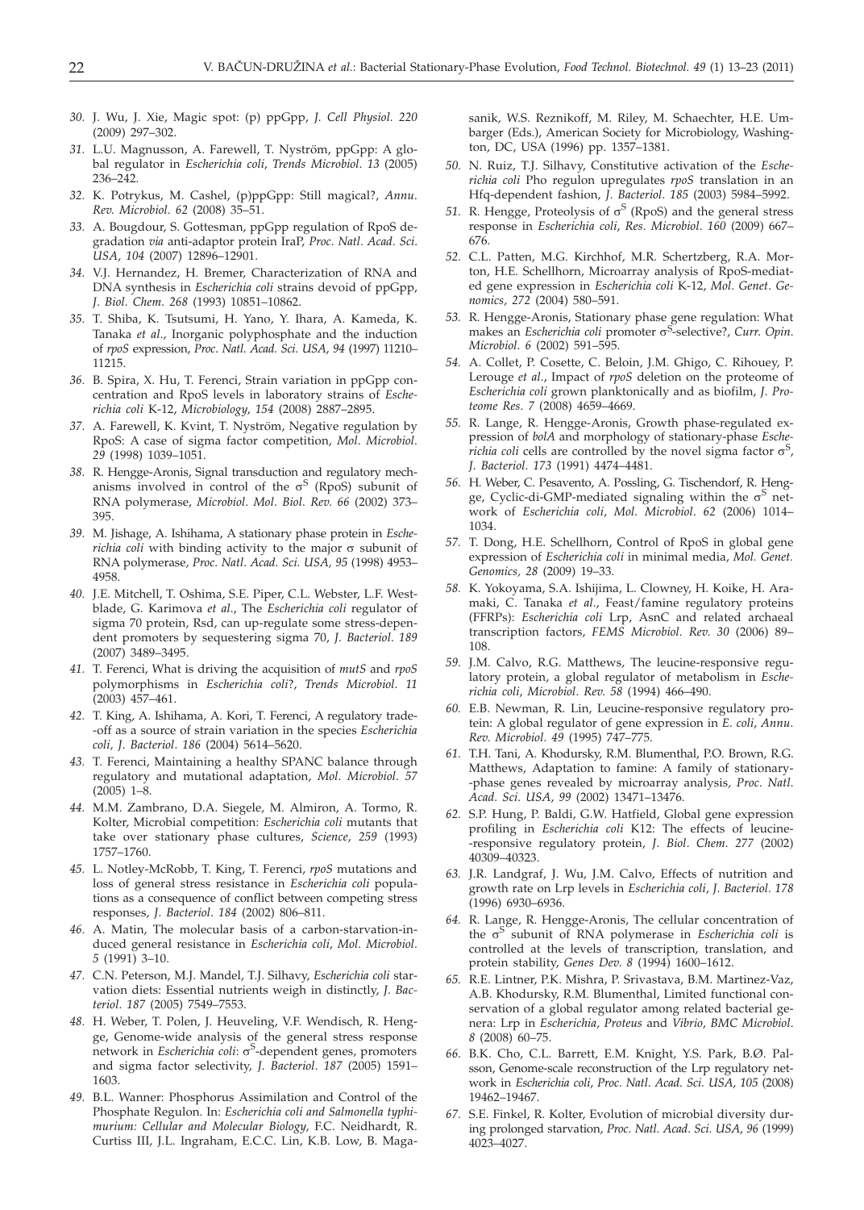30. J. Wu, J. Xie, Magic spot: (p) ppGpp, *J. Cell Physiol. 220* (2009) 297–302.

31. L.U. Magnusson, A. Farewell, T. Nyström, ppGpp: A global regulator in *Escherichia coli*, *Trends Microbiol. 13* (2005) 236–242.

32. K. Potrykus, M. Cashel, (p)ppGpp: Still magical?, *Annu. Rev. Microbiol. 62* (2008) 35–51.

33. A. Bougdour, S. Gottesman, ppGpp regulation of RpoS degradation *via* anti-adaptor protein IraP, *Proc. Natl. Acad. Sci. USA*, *104* (2007) 12896–12901.

34. V.J. Hernandez, H. Bremer, Characterization of RNA and DNA synthesis in *Escherichia coli* strains devoid of ppGpp, *J. Biol. Chem. 268* (1993) 10851–10862.

35. T. Shiba, K. Tsutsumi, H. Yano, Y. Ihara, A. Kameda, K. Tanaka *et al.*, Inorganic polyphosphate and the induction of *rpoS* expression, *Proc. Natl. Acad. Sci. USA*, *94* (1997) 11210–11215.

36. B. Spira, X. Hu, T. Ferenci, Strain variation in ppGpp concentration and RpoS levels in laboratory strains of *Escherichia coli* K-12, *Microbiology*, *154* (2008) 2887–2895.

37. A. Farewell, K. Kvint, T. Nyström, Negative regulation by RpoS: A case of sigma factor competition, *Mol. Microbiol. 29* (1998) 1039–1051.

38. R. Hengge-Aronis, Signal transduction and regulatory mechanisms involved in control of the $\sigma^S$ (RpoS) subunit of RNA polymerase, *Microbiol. Mol. Biol. Rev. 66* (2002) 373–395.

39. M. Jishage, A. Ishihama, A stationary phase protein in *Escherichia coli* with binding activity to the major $\sigma$ subunit of RNA polymerase, *Proc. Natl. Acad. Sci. USA*, *95* (1998) 4953–4958.

40. J.E. Mitchell, T. Oshima, S.E. Piper, C.L. Webster, L.F. Westblade, G. Karimova *et al.*, The *Escherichia coli* regulator of sigma 70 protein, Rsd, can up-regulate some stress-dependent promoters by sequestering sigma 70, *J. Bacteriol. 189* (2007) 3489–3495.

41. T. Ferenci, What is driving the acquisition of *mutS* and *rpoS* polymorphisms in *Escherichia coli*?, *Trends Microbiol. 11* (2003) 457–461.

42. T. King, A. Ishihama, A. Kori, T. Ferenci, A regulatory trade-off as a source of strain variation in the species *Escherichia coli*, *J. Bacteriol. 186* (2004) 5614–5620.

43. T. Ferenci, Maintaining a healthy SPANC balance through regulatory and mutational adaptation, *Mol. Microbiol. 57* (2005) 1–8.

44. M.M. Zambrano, D.A. Siegele, M. Almiron, A. Tormo, R. Kolter, Microbial competition: *Escherichia coli* mutants that take over stationary phase cultures, *Science*, *259* (1993) 1757–1760.

45. L. Notley-McRobb, T. King, T. Ferenci, *rpoS* mutations and loss of general stress resistance in *Escherichia coli* populations as a consequence of conflict between competing stress responses, *J. Bacteriol. 184* (2002) 806–811.

46. A. Matin, The molecular basis of a carbon-starvation-induced general resistance in *Escherichia coli*, *Mol. Microbiol. 5* (1991) 3–10.

47. C.N. Peterson, M.J. Mandel, T.J. Silhavy, *Escherichia coli* starvation diets: Essential nutrients weigh in distinctly, *J. Bacteriol. 187* (2005) 7549–7553.

48. H. Weber, T. Polen, J. Heuveling, V.F. Wendisch, R. Hengge, Genome-wide analysis of the general stress response network in *Escherichia coli*: $\sigma^S$-dependent genes, promoters and sigma factor selectivity, *J. Bacteriol. 187* (2005) 1591–1603.

49. B.L. Wanner: Phosphorus Assimilation and Control of the Phosphate Regulon. In: *Escherichia coli and Salmonella typhimurium: Cellular and Molecular Biology*, F.C. Neidhardt, R. Curtiss III, J.L. Ingraham, E.C.C. Lin, K.B. Low, B. Magasanik, W.S. Reznikoff, M. Riley, M. Schaechter, H.E. Umbarger (Eds.), American Society for Microbiology, Washington, DC, USA (1996) pp. 1357–1381.

50. N. Ruiz, T.J. Silhavy, Constitutive activation of the *Escherichia coli* Pho regulon upregulates *rpoS* translation in an Hfq-dependent fashion, *J. Bacteriol. 185* (2003) 5984–5992.

51. R. Hengge, Proteolysis of $\sigma^S$ (RpoS) and the general stress response in *Escherichia coli*, *Res. Microbiol. 160* (2009) 667–676.

52. C.L. Patten, M.G. Kirchhof, M.R. Schertzberg, R.A. Morton, H.E. Schellhorn, Microarray analysis of RpoS-mediated gene expression in *Escherichia coli* K-12, *Mol. Genet. Genomics*, *272* (2004) 580–591.

53. R. Hengge-Aronis, Stationary phase gene regulation: What makes an *Escherichia coli* promoter $\sigma^S$-selective?, *Curr. Opin. Microbiol. 6* (2002) 591–595.

54. A. Collet, P. Cosette, C. Beloin, J.M. Ghigo, C. Rihouey, P. Lerouge *et al.*, Impact of *rpoS* deletion on the proteome of *Escherichia coli* grown planktonically and as biofilm, *J. Proteome Res. 7* (2008) 4659–4669.

55. R. Lange, R. Hengge-Aronis, Growth phase-regulated expression of *bolA* and morphology of stationary-phase *Escherichia coli* cells are controlled by the novel sigma factor $\sigma^S$, *J. Bacteriol. 173* (1991) 4474–4481.

56. H. Weber, C. Pesavento, A. Possling, G. Tischendorf, R. Hengge, Cyclic-di-GMP-mediated signaling within the $\sigma^S$ network of *Escherichia coli*, *Mol. Microbiol. 62* (2006) 1014–1034.

57. T. Dong, H.E. Schellhorn, Control of RpoS in global gene expression of *Escherichia coli* in minimal media, *Mol. Genet. Genomics*, *28* (2009) 19–33.

58. K. Yokoyama, S.A. Ishijima, L. Clowney, H. Koike, H. Aramaki, C. Tanaka *et al.*, Feast/famine regulatory proteins (FFRPs): *Escherichia coli* Lrp, AsnC and related archaeal transcription factors, *FEMS Microbiol. Rev. 30* (2006) 89–108.

59. J.M. Calvo, R.G. Matthews, The leucine-responsive regulatory protein, a global regulator of metabolism in *Escherichia coli*, *Microbiol. Rev. 58* (1994) 466–490.

60. E.B. Newman, R. Lin, Leucine-responsive regulatory protein: A global regulator of gene expression in *E. coli*, *Annu. Rev. Microbiol. 49* (1995) 747–775.

61. T.H. Tani, A. Khodursky, R.M. Blumenthal, P.O. Brown, R.G. Matthews, Adaptation to famine: A family of stationary-phase genes revealed by microarray analysis, *Proc. Natl. Acad. Sci. USA*, *99* (2002) 13471–13476.

62. S.P. Hung, P. Baldi, G.W. Hatfield, Global gene expression profiling in *Escherichia coli* K12: The effects of leucine-responsive regulatory protein, *J. Biol. Chem. 277* (2002) 40309–40323.

63. J.R. Landgraf, J. Wu, J.M. Calvo, Effects of nutrition and growth rate on Lrp levels in *Escherichia coli*, *J. Bacteriol. 178* (1996) 6930–6936.

64. R. Lange, R. Hengge-Aronis, The cellular concentration of the $\sigma^S$ subunit of RNA polymerase in *Escherichia coli* is controlled at the levels of transcription, translation, and protein stability, *Genes Dev. 8* (1994) 1600–1612.

65. R.E. Lintner, P.K. Mishra, P. Srivastava, B.M. Martinez-Vaz, A.B. Khodursky, R.M. Blumenthal, Limited functional conservation of a global regulator among related bacterial genera: Lrp in *Escherichia*, *Proteus* and *Vibrio*, *BMC Microbiol. 8* (2008) 60–75.

66. B.K. Cho, C.L. Barrett, E.M. Knight, Y.S. Park, B.Ø. Palsson, Genome-scale reconstruction of the Lrp regulatory network in *Escherichia coli*, *Proc. Natl. Acad. Sci. USA*, *105* (2008) 19462–19467.

67. S.E. Finkel, R. Kolter, Evolution of microbial diversity during prolonged starvation, *Proc. Natl. Acad. Sci. USA*, *96* (1999) 4023–4027.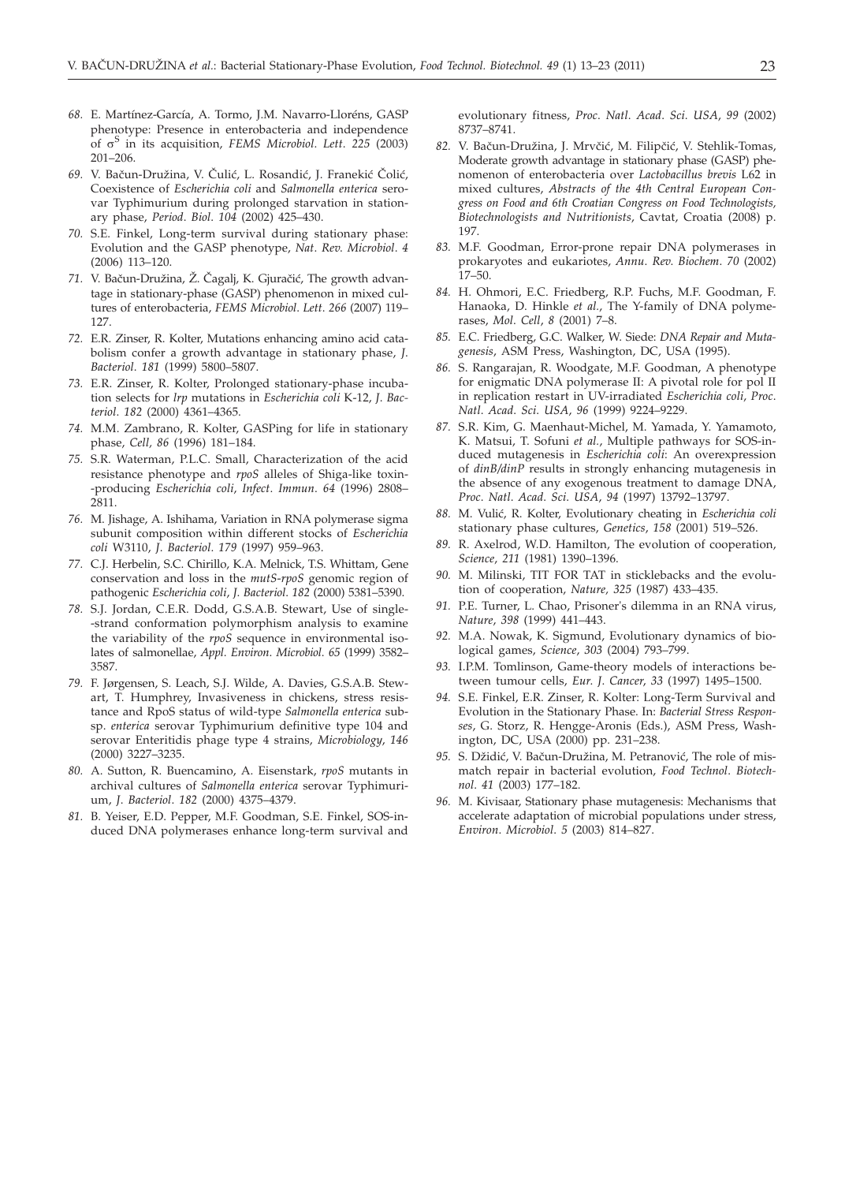68. E. Martínez-García, A. Tormo, J.M. Navarro-Lloréns, GASP phenotype: Presence in enterobacteria and independence of $\sigma^S$ in its acquisition, *FEMS Microbiol. Lett. 225* (2003) 201–206.

69. V. Bačun-Družina, V. Čulić, L. Rosandić, J. Franekić Čolić, Coexistence of *Escherichia coli* and *Salmonella enterica* serovar Typhimurium during prolonged starvation in stationary phase, *Period. Biol. 104* (2002) 425–430.

70. S.E. Finkel, Long-term survival during stationary phase: Evolution and the GASP phenotype, *Nat. Rev. Microbiol. 4* (2006) 113–120.

71. V. Bačun-Družina, Ž. Čagalj, K. Gjuračić, The growth advantage in stationary-phase (GASP) phenomenon in mixed cultures of enterobacteria, *FEMS Microbiol. Lett. 266* (2007) 119–127.

72. E.R. Zinser, R. Kolter, Mutations enhancing amino acid catabolism confer a growth advantage in stationary phase, *J. Bacteriol. 181* (1999) 5800–5807.

73. E.R. Zinser, R. Kolter, Prolonged stationary-phase incubation selects for *lrp* mutations in *Escherichia coli* K-12, *J. Bacteriol. 182* (2000) 4361–4365.

74. M.M. Zambrano, R. Kolter, GASPing for life in stationary phase, *Cell, 86* (1996) 181–184.

75. S.R. Waterman, P.L.C. Small, Characterization of the acid resistance phenotype and *rpoS* alleles of Shiga-like toxin-producing *Escherichia coli*, *Infect. Immun. 64* (1996) 2808–2811.

76. M. Jishage, A. Ishihama, Variation in RNA polymerase sigma subunit composition within different stocks of *Escherichia coli* W3110, *J. Bacteriol. 179* (1997) 959–963.

77. C.J. Herbelin, S.C. Chirillo, K.A. Melnick, T.S. Whittam, Gene conservation and loss in the *mutS-rpoS* genomic region of pathogenic *Escherichia coli*, *J. Bacteriol. 182* (2000) 5381–5390.

78. S.J. Jordan, C.E.R. Dodd, G.S.A.B. Stewart, Use of single-strand conformation polymorphism analysis to examine the variability of the *rpoS* sequence in environmental isolates of salmonellae, *Appl. Environ. Microbiol. 65* (1999) 3582–3587.

79. F. Jørgensen, S. Leach, S.J. Wilde, A. Davies, G.S.A.B. Stewart, T. Humphrey, Invasiveness in chickens, stress resistance and RpoS status of wild-type *Salmonella enterica* subsp. *enterica* serovar Typhimurium definitive type 104 and serovar Enteritidis phage type 4 strains, *Microbiology*, *146* (2000) 3227–3235.

80. A. Sutton, R. Buencamino, A. Eisenstark, *rpoS* mutants in archival cultures of *Salmonella enterica* serovar Typhimurium, *J. Bacteriol. 182* (2000) 4375–4379.

81. B. Yeiser, E.D. Pepper, M.F. Goodman, S.E. Finkel, SOS-induced DNA polymerases enhance long-term survival and evolutionary fitness, *Proc. Natl. Acad. Sci. USA*, *99* (2002) 8737–8741.

82. V. Bačun-Družina, J. Mrvčić, M. Filipčić, V. Stehlik-Tomas, Moderate growth advantage in stationary phase (GASP) phenomenon of enterobacteria over *Lactobacillus brevis* L62 in mixed cultures, *Abstracts of the 4th Central European Congress on Food and 6th Croatian Congress on Food Technologists, Biotechnologists and Nutritionists*, Cavtat, Croatia (2008) p. 197.

83. M.F. Goodman, Error-prone repair DNA polymerases in prokaryotes and eukariotes, *Annu. Rev. Biochem. 70* (2002) 17–50.

84. H. Ohmori, E.C. Friedberg, R.P. Fuchs, M.F. Goodman, F. Hanaoka, D. Hinkle *et al.*, The Y-family of DNA polymerases, *Mol. Cell*, *8* (2001) 7–8.

85. E.C. Friedberg, G.C. Walker, W. Siede: *DNA Repair and Mutagenesis*, ASM Press, Washington, DC, USA (1995).

86. S. Rangarajan, R. Woodgate, M.F. Goodman, A phenotype for enigmatic DNA polymerase II: A pivotal role for pol II in replication restart in UV-irradiated *Escherichia coli*, *Proc. Natl. Acad. Sci. USA*, *96* (1999) 9224–9229.

87. S.R. Kim, G. Maenhaut-Michel, M. Yamada, Y. Yamamoto, K. Matsui, T. Sofuni *et al.*, Multiple pathways for SOS-induced mutagenesis in *Escherichia coli*: An overexpression of *dinB/dinP* results in strongly enhancing mutagenesis in the absence of any exogenous treatment to damage DNA, *Proc. Natl. Acad. Sci. USA*, *94* (1997) 13792–13797.

88. M. Vulić, R. Kolter, Evolutionary cheating in *Escherichia coli* stationary phase cultures, *Genetics*, *158* (2001) 519–526.

89. R. Axelrod, W.D. Hamilton, The evolution of cooperation, *Science*, *211* (1981) 1390–1396.

90. M. Milinski, TIT FOR TAT in sticklebacks and the evolution of cooperation, *Nature, 325* (1987) 433–435.

91. P.E. Turner, L. Chao, Prisoner's dilemma in an RNA virus, *Nature*, *398* (1999) 441–443.

92. M.A. Nowak, K. Sigmund, Evolutionary dynamics of biological games, *Science*, *303* (2004) 793–799.

93. I.P.M. Tomlinson, Game-theory models of interactions between tumour cells, *Eur. J. Cancer*, *33* (1997) 1495–1500.

94. S.E. Finkel, E.R. Zinser, R. Kolter: Long-Term Survival and Evolution in the Stationary Phase. In: *Bacterial Stress Responses*, G. Storz, R. Hengge-Aronis (Eds.), ASM Press, Washington, DC, USA (2000) pp. 231–238.

95. S. Džidić, V. Bačun-Družina, M. Petranović, The role of mismatch repair in bacterial evolution, *Food Technol. Biotechnol. 41* (2003) 177–182.

96. M. Kivisaar, Stationary phase mutagenesis: Mechanisms that accelerate adaptation of microbial populations under stress, *Environ. Microbiol. 5* (2003) 814–827.